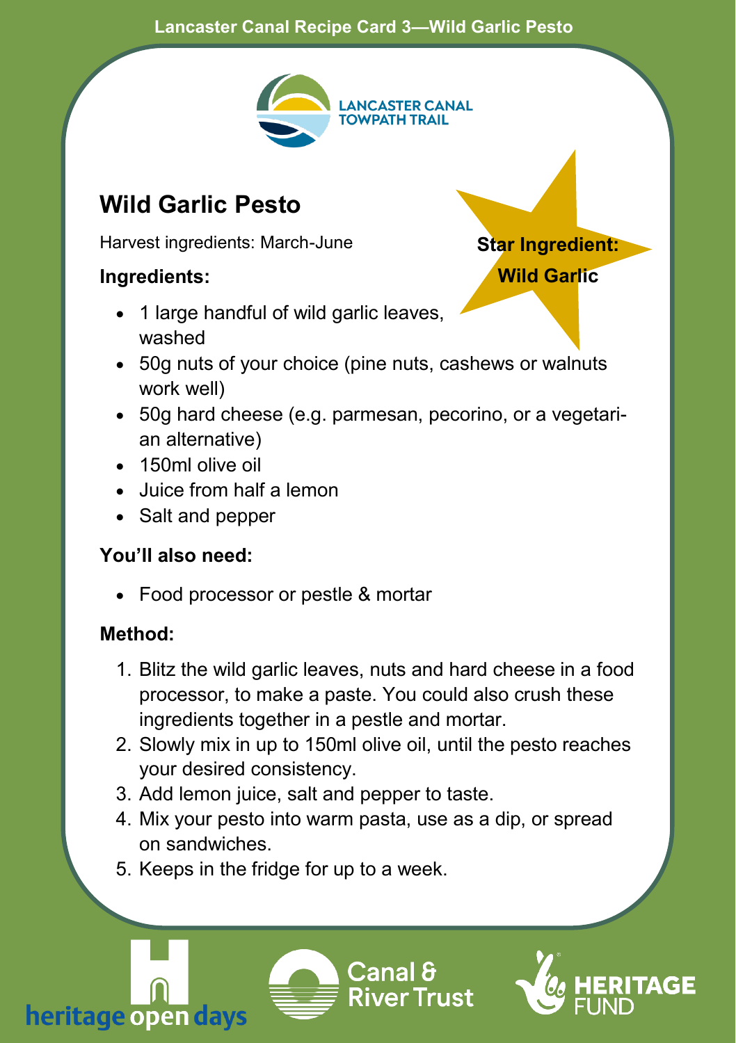Lancaster Canal Recipe Card 3—Wild Garlic Pesto

LANCASTER CANAL TOWPATH TRAIL

# Wild Garlic Pesto

Harvest ingredients: March-June

**Star Ingredient: Wild Garlic**

**Ingredients:**

- 1 large handful of wild garlic leaves, washed
- 50g nuts of your choice (pine nuts, cashews or walnuts work well)
- 50g hard cheese (e.g. parmesan, pecorino, or a vegetarian alternative)
- 150ml olive oil
- Juice from half a lemon
- Salt and pepper

**You'll also need:**

- Food processor or pestle & mortar

**Method:**

1. Blitz the wild garlic leaves, nuts and hard cheese in a food processor, to make a paste. You could also crush these ingredients together in a pestle and mortar.
2. Slowly mix in up to 150ml olive oil, until the pesto reaches your desired consistency.
3. Add lemon juice, salt and pepper to taste.
4. Mix your pesto into warm pasta, use as a dip, or spread on sandwiches.
5. Keeps in the fridge for up to a week.

heritage open days | Canal & River Trust | HERITAGE FUND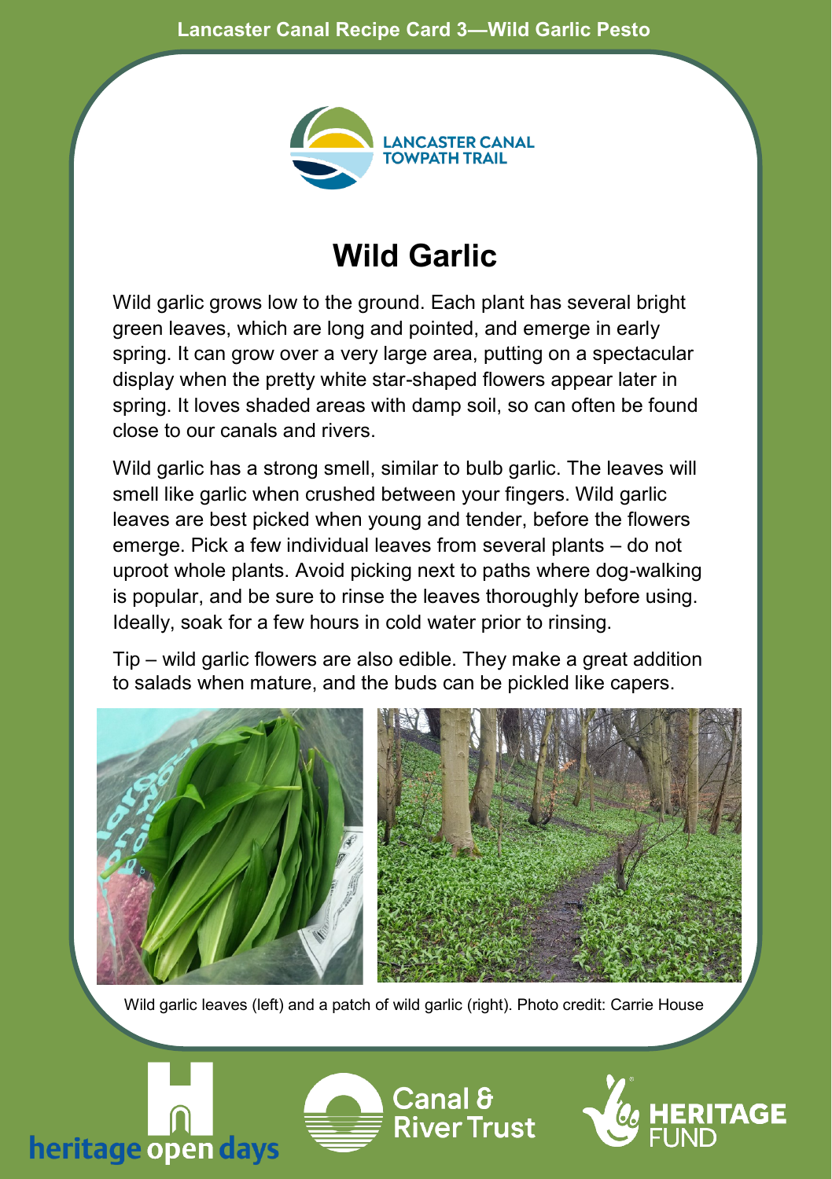Lancaster Canal Recipe Card 3—Wild Garlic Pesto

LANCASTER CANAL TOWPATH TRAIL

# Wild Garlic

Wild garlic grows low to the ground. Each plant has several bright green leaves, which are long and pointed, and emerge in early spring. It can grow over a very large area, putting on a spectacular display when the pretty white star-shaped flowers appear later in spring. It loves shaded areas with damp soil, so can often be found close to our canals and rivers.

Wild garlic has a strong smell, similar to bulb garlic. The leaves will smell like garlic when crushed between your fingers. Wild garlic leaves are best picked when young and tender, before the flowers emerge. Pick a few individual leaves from several plants – do not uproot whole plants. Avoid picking next to paths where dog-walking is popular, and be sure to rinse the leaves thoroughly before using. Ideally, soak for a few hours in cold water prior to rinsing.

Tip – wild garlic flowers are also edible. They make a great addition to salads when mature, and the buds can be pickled like capers.

Wild garlic leaves (left) and a patch of wild garlic (right). Photo credit: Carrie House

heritage open days | Canal & River Trust | HERITAGE FUND